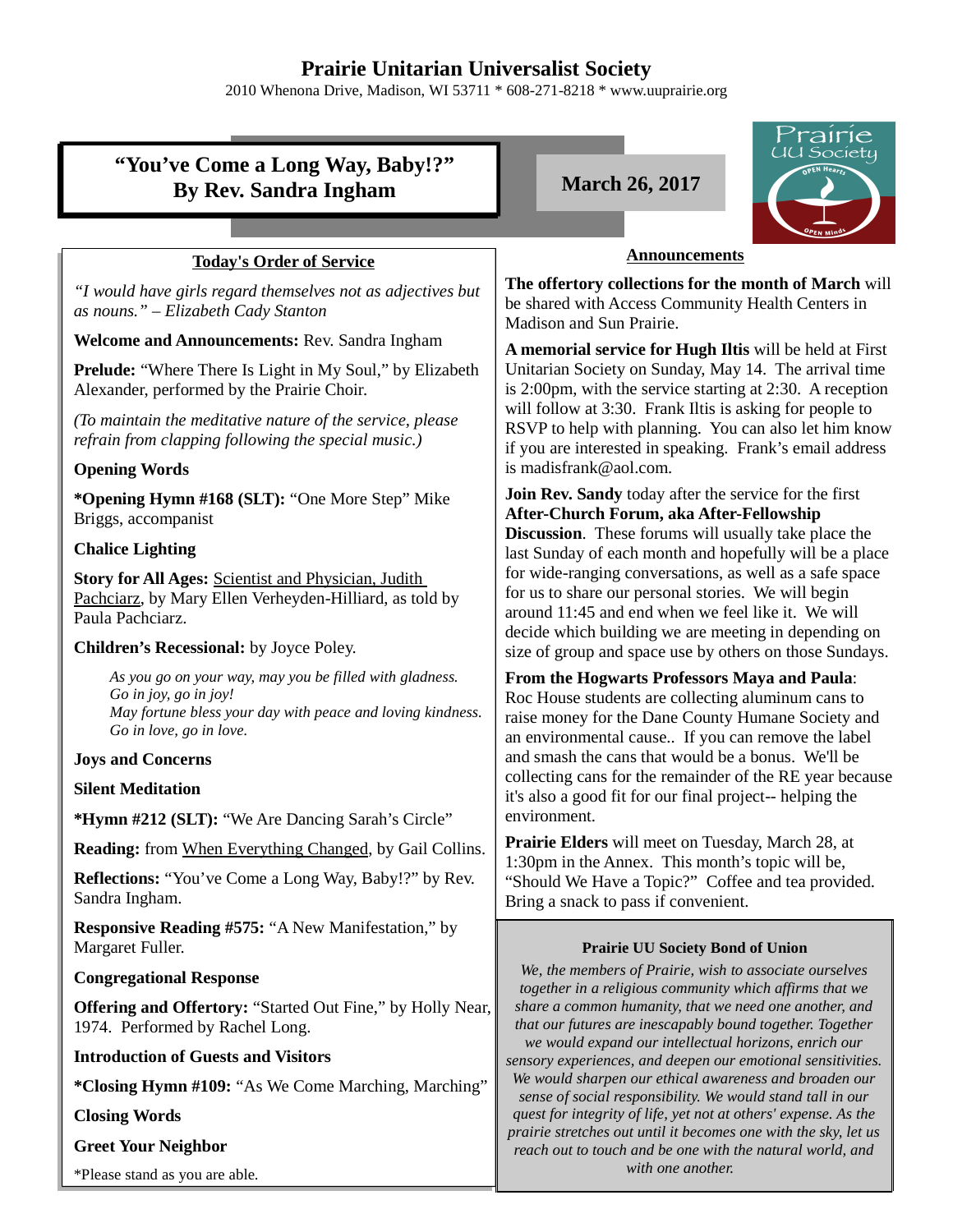# Prairie Unitarian Universalist Society

2010 Whenona Drive, Madison, WI 53711 * 608-271-8218 * www.uuprairie.org

## "You've Come a Long Way, Baby!?" By Rev. Sandra Ingham

**March 26, 2017**

### Today's Order of Service

*"I would have girls regard themselves not as adjectives but as nouns." – Elizabeth Cady Stanton*

**Welcome and Announcements:** Rev. Sandra Ingham

**Prelude:** "Where There Is Light in My Soul," by Elizabeth Alexander, performed by the Prairie Choir.

*(To maintain the meditative nature of the service, please refrain from clapping following the special music.)*

**Opening Words**

***Opening Hymn #168 (SLT):** "One More Step" Mike Briggs, accompanist

**Chalice Lighting**

**Story for All Ages:** Scientist and Physician, Judith Pachciarz, by Mary Ellen Verheyden-Hilliard, as told by Paula Pachciarz.

**Children's Recessional:** by Joyce Poley.

> *As you go on your way, may you be filled with gladness.*
> *Go in joy, go in joy!*
> *May fortune bless your day with peace and loving kindness.*
> *Go in love, go in love.*

**Joys and Concerns**

**Silent Meditation**

***Hymn #212 (SLT):** "We Are Dancing Sarah's Circle"

**Reading:** from When Everything Changed, by Gail Collins.

**Reflections:** "You've Come a Long Way, Baby!?" by Rev. Sandra Ingham.

**Responsive Reading #575:** "A New Manifestation," by Margaret Fuller.

**Congregational Response**

**Offering and Offertory:** "Started Out Fine," by Holly Near, 1974. Performed by Rachel Long.

**Introduction of Guests and Visitors**

***Closing Hymn #109:** "As We Come Marching, Marching"

**Closing Words**

**Greet Your Neighbor**

*Please stand as you are able.

### Announcements

**The offertory collections for the month of March** will be shared with Access Community Health Centers in Madison and Sun Prairie.

**A memorial service for Hugh Iltis** will be held at First Unitarian Society on Sunday, May 14. The arrival time is 2:00pm, with the service starting at 2:30. A reception will follow at 3:30. Frank Iltis is asking for people to RSVP to help with planning. You can also let him know if you are interested in speaking. Frank's email address is madisfrank@aol.com.

**Join Rev. Sandy** today after the service for the first **After-Church Forum, aka After-Fellowship Discussion**. These forums will usually take place the last Sunday of each month and hopefully will be a place for wide-ranging conversations, as well as a safe space for us to share our personal stories. We will begin around 11:45 and end when we feel like it. We will decide which building we are meeting in depending on size of group and space use by others on those Sundays.

**From the Hogwarts Professors Maya and Paula**: Roc House students are collecting aluminum cans to raise money for the Dane County Humane Society and an environmental cause.. If you can remove the label and smash the cans that would be a bonus. We'll be collecting cans for the remainder of the RE year because it's also a good fit for our final project-- helping the environment.

**Prairie Elders** will meet on Tuesday, March 28, at 1:30pm in the Annex. This month's topic will be, "Should We Have a Topic?" Coffee and tea provided. Bring a snack to pass if convenient.

**Prairie UU Society Bond of Union**

*We, the members of Prairie, wish to associate ourselves together in a religious community which affirms that we share a common humanity, that we need one another, and that our futures are inescapably bound together. Together we would expand our intellectual horizons, enrich our sensory experiences, and deepen our emotional sensitivities. We would sharpen our ethical awareness and broaden our sense of social responsibility. We would stand tall in our quest for integrity of life, yet not at others' expense. As the prairie stretches out until it becomes one with the sky, let us reach out to touch and be one with the natural world, and with one another.*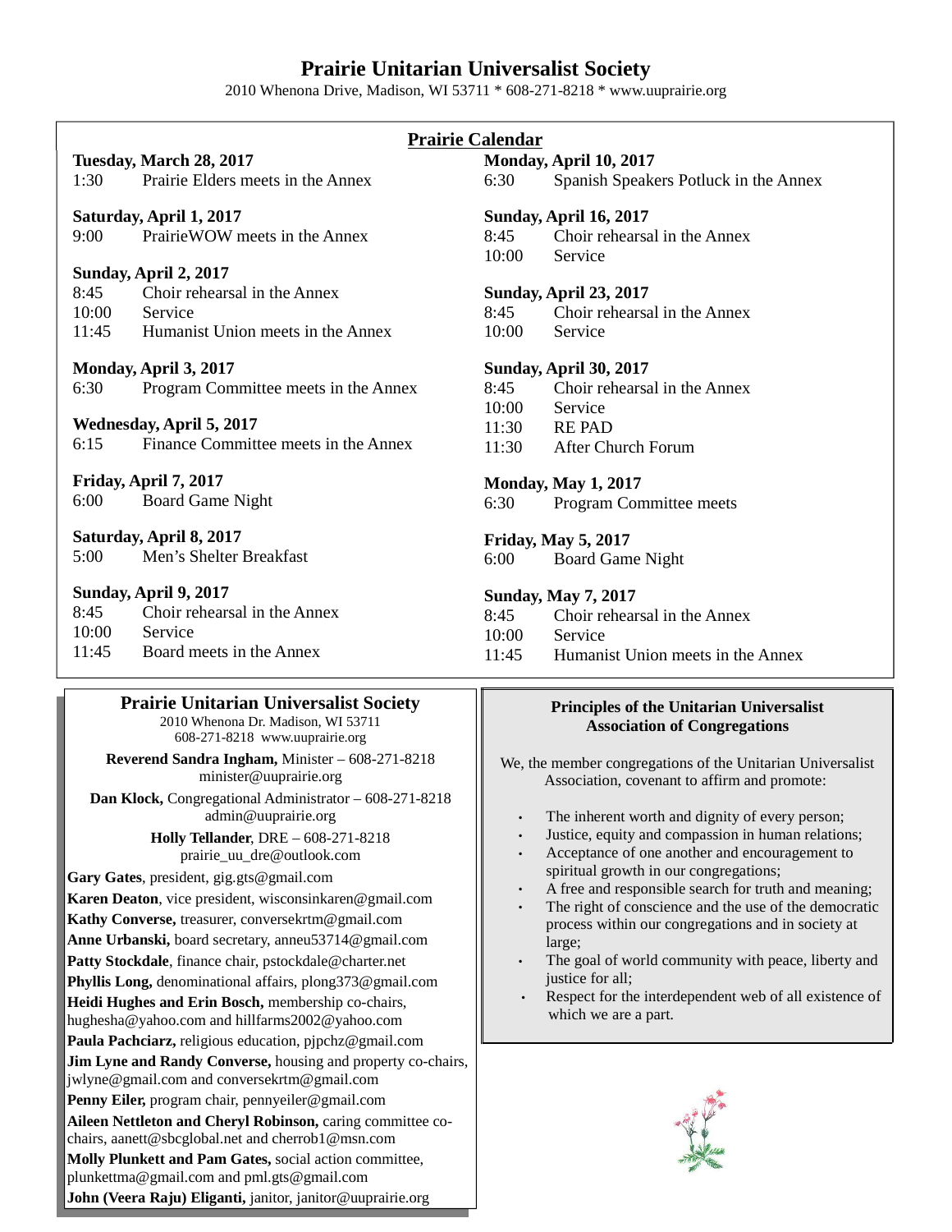# Prairie Unitarian Universalist Society

2010 Whenona Drive, Madison, WI 53711 * 608-271-8218 * www.uuprairie.org

## Prairie Calendar

**Tuesday, March 28, 2017**
1:30 Prairie Elders meets in the Annex

**Saturday, April 1, 2017**
9:00 PrairieWOW meets in the Annex

**Sunday, April 2, 2017**
8:45 Choir rehearsal in the Annex
10:00 Service
11:45 Humanist Union meets in the Annex

**Monday, April 3, 2017**
6:30 Program Committee meets in the Annex

**Wednesday, April 5, 2017**
6:15 Finance Committee meets in the Annex

**Friday, April 7, 2017**
6:00 Board Game Night

**Saturday, April 8, 2017**
5:00 Men's Shelter Breakfast

**Sunday, April 9, 2017**
8:45 Choir rehearsal in the Annex
10:00 Service
11:45 Board meets in the Annex

**Monday, April 10, 2017**
6:30 Spanish Speakers Potluck in the Annex

**Sunday, April 16, 2017**
8:45 Choir rehearsal in the Annex
10:00 Service

**Sunday, April 23, 2017**
8:45 Choir rehearsal in the Annex
10:00 Service

**Sunday, April 30, 2017**
8:45 Choir rehearsal in the Annex
10:00 Service
11:30 RE PAD
11:30 After Church Forum

**Monday, May 1, 2017**
6:30 Program Committee meets

**Friday, May 5, 2017**
6:00 Board Game Night

**Sunday, May 7, 2017**
8:45 Choir rehearsal in the Annex
10:00 Service
11:45 Humanist Union meets in the Annex

## Prairie Unitarian Universalist Society

2010 Whenona Dr. Madison, WI 53711
608-271-8218 www.uuprairie.org

**Reverend Sandra Ingham,** Minister – 608-271-8218
minister@uuprairie.org

**Dan Klock,** Congregational Administrator – 608-271-8218
admin@uuprairie.org

**Holly Tellander**, DRE – 608-271-8218
prairie_uu_dre@outlook.com

**Gary Gates**, president, gig.gts@gmail.com
**Karen Deaton**, vice president, wisconsinkaren@gmail.com
**Kathy Converse,** treasurer, conversekrtm@gmail.com
**Anne Urbanski,** board secretary, anneu53714@gmail.com
**Patty Stockdale**, finance chair, pstockdale@charter.net
**Phyllis Long,** denominational affairs, plong373@gmail.com
**Heidi Hughes and Erin Bosch,** membership co-chairs, hughesha@yahoo.com and hillfarms2002@yahoo.com
**Paula Pachciarz,** religious education, pjpchz@gmail.com
**Jim Lyne and Randy Converse,** housing and property co-chairs, jwlyne@gmail.com and conversekrtm@gmail.com
**Penny Eiler,** program chair, pennyeiler@gmail.com
**Aileen Nettleton and Cheryl Robinson,** caring committee co-chairs, aanett@sbcglobal.net and cherrob1@msn.com
**Molly Plunkett and Pam Gates,** social action committee, plunkettma@gmail.com and pml.gts@gmail.com
**John (Veera Raju) Eliganti,** janitor, janitor@uuprairie.org

### Principles of the Unitarian Universalist Association of Congregations

We, the member congregations of the Unitarian Universalist Association, covenant to affirm and promote:

- The inherent worth and dignity of every person;
- Justice, equity and compassion in human relations;
- Acceptance of one another and encouragement to spiritual growth in our congregations;
- A free and responsible search for truth and meaning;
- The right of conscience and the use of the democratic process within our congregations and in society at large;
- The goal of world community with peace, liberty and justice for all;
- Respect for the interdependent web of all existence of which we are a part.